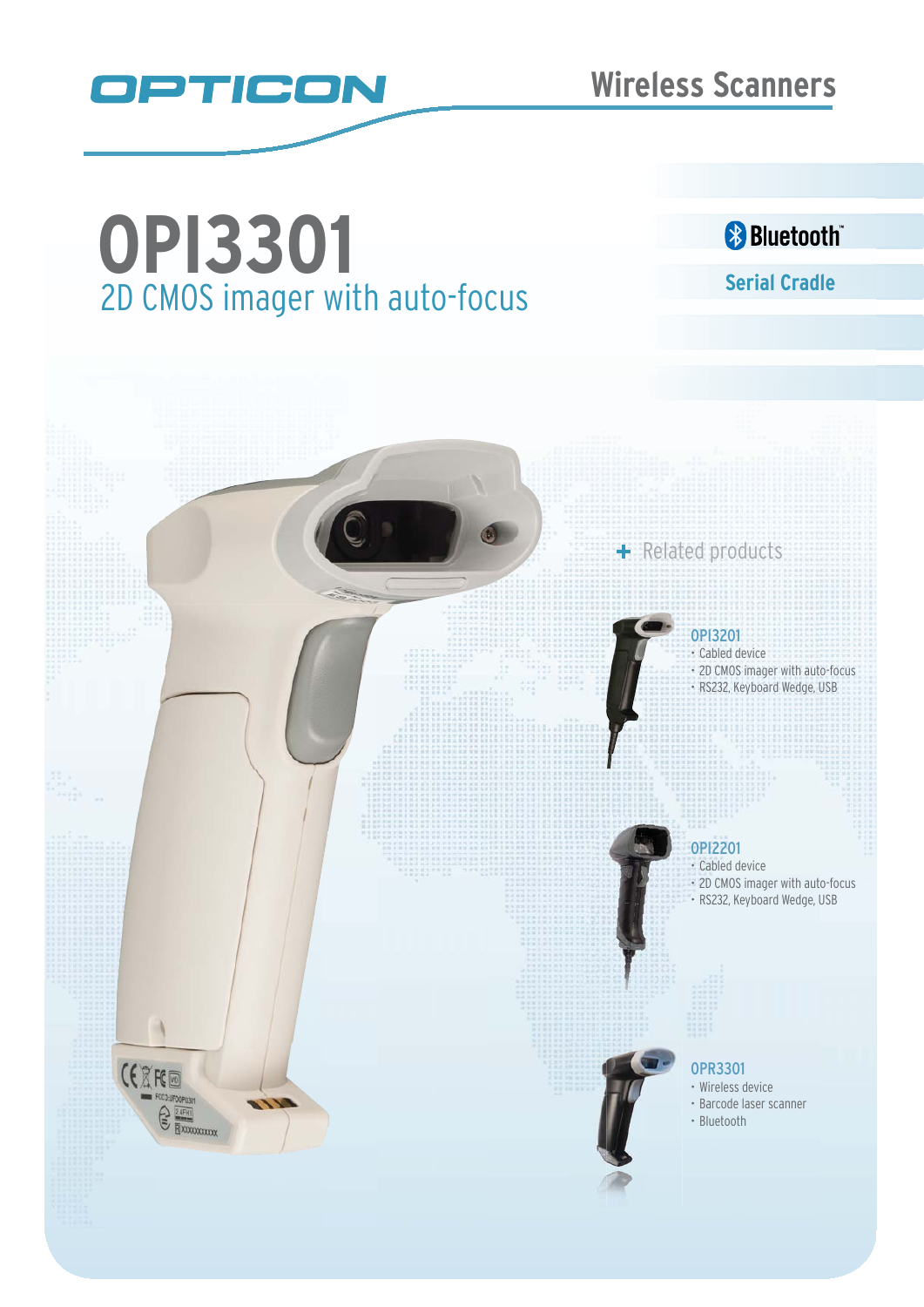OPTICON

Wireless Scanners

# OPI3301

## 2D CMOS imager with auto-focus

Bluetooth™

Serial Cradle

+ Related products

**OPI3201**
- Cabled device
- 2D CMOS imager with auto-focus
- RS232, Keyboard Wedge, USB

**OPI2201**
- Cabled device
- 2D CMOS imager with auto-focus
- RS232, Keyboard Wedge, USB

**OPR3301**
- Wireless device
- Barcode laser scanner
- Bluetooth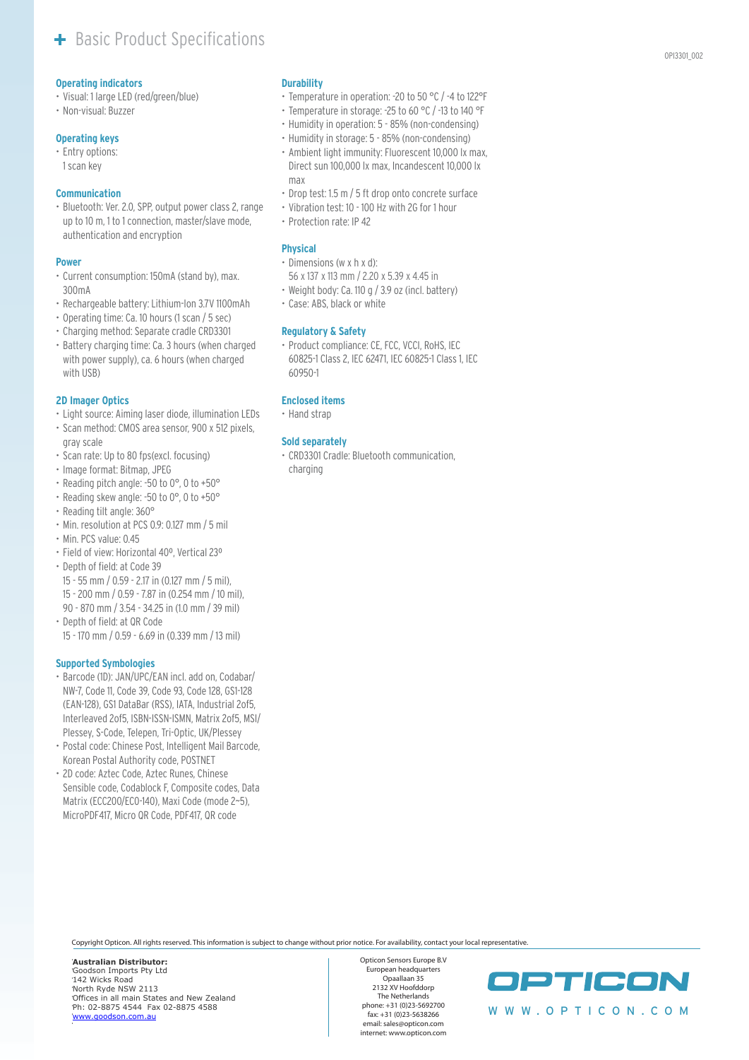# Basic Product Specifications

OPI3301_002

### Operating indicators

- Visual: 1 large LED (red/green/blue)
- Non-visual: Buzzer

### Operating keys

- Entry options:
  1 scan key

### Communication

- Bluetooth: Ver. 2.0, SPP, output power class 2, range up to 10 m, 1 to 1 connection, master/slave mode, authentication and encryption

### Power

- Current consumption: 150mA (stand by), max. 300mA
- Rechargeable battery: Lithium-Ion 3.7V 1100mAh
- Operating time: Ca. 10 hours (1 scan / 5 sec)
- Charging method: Separate cradle CRD3301
- Battery charging time: Ca. 3 hours (when charged with power supply), ca. 6 hours (when charged with USB)

### 2D Imager Optics

- Light source: Aiming laser diode, illumination LEDs
- Scan method: CMOS area sensor, 900 x 512 pixels, gray scale
- Scan rate: Up to 80 fps(excl. focusing)
- Image format: Bitmap, JPEG
- Reading pitch angle: -50 to 0°, 0 to +50°
- Reading skew angle: -50 to 0°, 0 to +50°
- Reading tilt angle: 360°
- Min. resolution at PCS 0.9: 0.127 mm / 5 mil
- Min. PCS value: 0.45
- Field of view: Horizontal 40º, Vertical 23º
- Depth of field: at Code 39
  15 - 55 mm / 0.59 - 2.17 in (0.127 mm / 5 mil),
  15 - 200 mm / 0.59 - 7.87 in (0.254 mm / 10 mil),
  90 - 870 mm / 3.54 - 34.25 in (1.0 mm / 39 mil)
- Depth of field: at QR Code
  15 - 170 mm / 0.59 - 6.69 in (0.339 mm / 13 mil)

### Supported Symbologies

- Barcode (1D): JAN/UPC/EAN incl. add on, Codabar/NW-7, Code 11, Code 39, Code 93, Code 128, GS1-128 (EAN-128), GS1 DataBar (RSS), IATA, Industrial 2of5, Interleaved 2of5, ISBN-ISSN-ISMN, Matrix 2of5, MSI/Plessey, S-Code, Telepen, Tri-Optic, UK/Plessey
- Postal code: Chinese Post, Intelligent Mail Barcode, Korean Postal Authority code, POSTNET
- 2D code: Aztec Code, Aztec Runes, Chinese Sensible code, Codablock F, Composite codes, Data Matrix (ECC200/ECO-140), Maxi Code (mode 2~5), MicroPDF417, Micro QR Code, PDF417, QR code

### Durability

- Temperature in operation: -20 to 50 °C / -4 to 122°F
- Temperature in storage: -25 to 60 °C / -13 to 140 °F
- Humidity in operation: 5 - 85% (non-condensing)
- Humidity in storage: 5 - 85% (non-condensing)
- Ambient light immunity: Fluorescent 10,000 lx max, Direct sun 100,000 lx max, Incandescent 10,000 lx max
- Drop test: 1.5 m / 5 ft drop onto concrete surface
- Vibration test: 10 - 100 Hz with 2G for 1 hour
- Protection rate: IP 42

### Physical

- Dimensions (w x h x d):
  56 x 137 x 113 mm / 2.20 x 5.39 x 4.45 in
- Weight body: Ca. 110 g / 3.9 oz (incl. battery)
- Case: ABS, black or white

### Regulatory & Safety

- Product compliance: CE, FCC, VCCI, RoHS, IEC 60825-1 Class 2, IEC 62471, IEC 60825-1 Class 1, IEC 60950-1

### Enclosed items

- Hand strap

### Sold separately

- CRD3301 Cradle: Bluetooth communication, charging

Copyright Opticon. All rights reserved. This information is subject to change without prior notice. For availability, contact your local representative.

**Australian Distributor:**
Goodson Imports Pty Ltd
142 Wicks Road
North Ryde NSW 2113
Offices in all main States and New Zealand
Ph: 02-8875 4544 Fax 02-8875 4588
www.goodson.com.au

Opticon Sensors Europe B.V
European headquarters
Opaallaan 35
2132 XV Hoofddorp
The Netherlands
phone: +31 (0)23-5692700
fax: +31 (0)23-5638266
email: sales@opticon.com
internet: www.opticon.com

OPTICON
WWW.OPTICON.COM